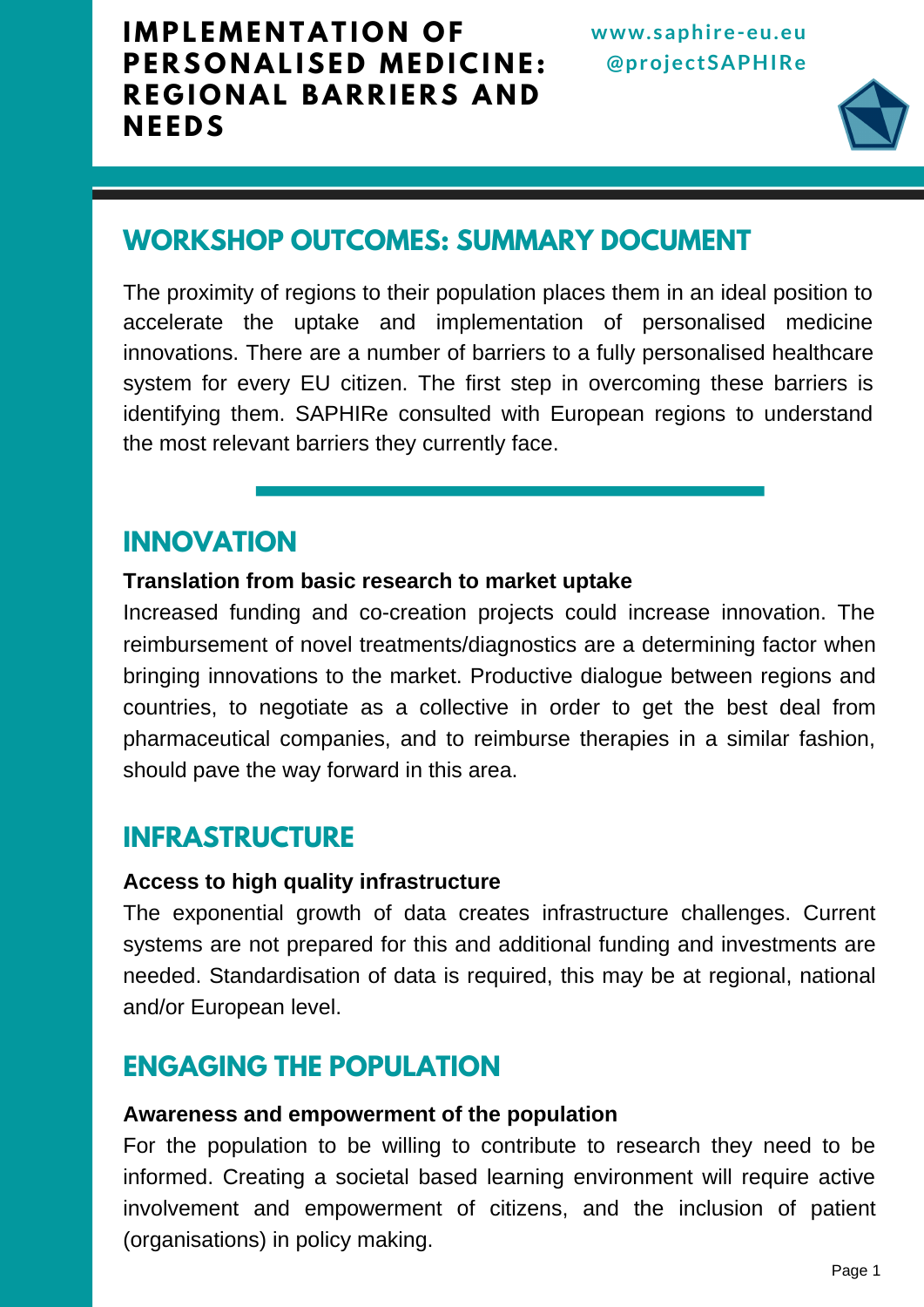# IMPLEMENTATION OF PERSONALISED MEDICINE: REGIONAL BARRIERS AND NEEDS

www.saphire-eu.eu
@projectSAPHIRe

## WORKSHOP OUTCOMES: SUMMARY DOCUMENT

The proximity of regions to their population places them in an ideal position to accelerate the uptake and implementation of personalised medicine innovations. There are a number of barriers to a fully personalised healthcare system for every EU citizen. The first step in overcoming these barriers is identifying them. SAPHIRe consulted with European regions to understand the most relevant barriers they currently face.

## INNOVATION

**Translation from basic research to market uptake**

Increased funding and co-creation projects could increase innovation. The reimbursement of novel treatments/diagnostics are a determining factor when bringing innovations to the market. Productive dialogue between regions and countries, to negotiate as a collective in order to get the best deal from pharmaceutical companies, and to reimburse therapies in a similar fashion, should pave the way forward in this area.

## INFRASTRUCTURE

**Access to high quality infrastructure**

The exponential growth of data creates infrastructure challenges. Current systems are not prepared for this and additional funding and investments are needed. Standardisation of data is required, this may be at regional, national and/or European level.

## ENGAGING THE POPULATION

**Awareness and empowerment of the population**

For the population to be willing to contribute to research they need to be informed. Creating a societal based learning environment will require active involvement and empowerment of citizens, and the inclusion of patient (organisations) in policy making.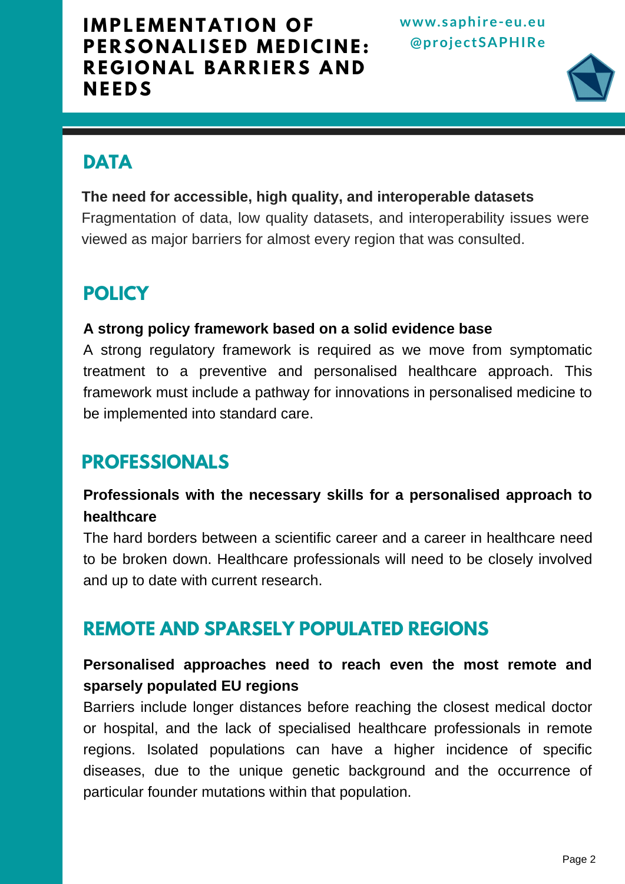# IMPLEMENTATION OF PERSONALISED MEDICINE: REGIONAL BARRIERS AND NEEDS

www.saphire-eu.eu
@projectSAPHIRe

## DATA

**The need for accessible, high quality, and interoperable datasets**
Fragmentation of data, low quality datasets, and interoperability issues were viewed as major barriers for almost every region that was consulted.

## POLICY

**A strong policy framework based on a solid evidence base**
A strong regulatory framework is required as we move from symptomatic treatment to a preventive and personalised healthcare approach. This framework must include a pathway for innovations in personalised medicine to be implemented into standard care.

## PROFESSIONALS

**Professionals with the necessary skills for a personalised approach to healthcare**
The hard borders between a scientific career and a career in healthcare need to be broken down. Healthcare professionals will need to be closely involved and up to date with current research.

## REMOTE AND SPARSELY POPULATED REGIONS

**Personalised approaches need to reach even the most remote and sparsely populated EU regions**
Barriers include longer distances before reaching the closest medical doctor or hospital, and the lack of specialised healthcare professionals in remote regions. Isolated populations can have a higher incidence of specific diseases, due to the unique genetic background and the occurrence of particular founder mutations within that population.